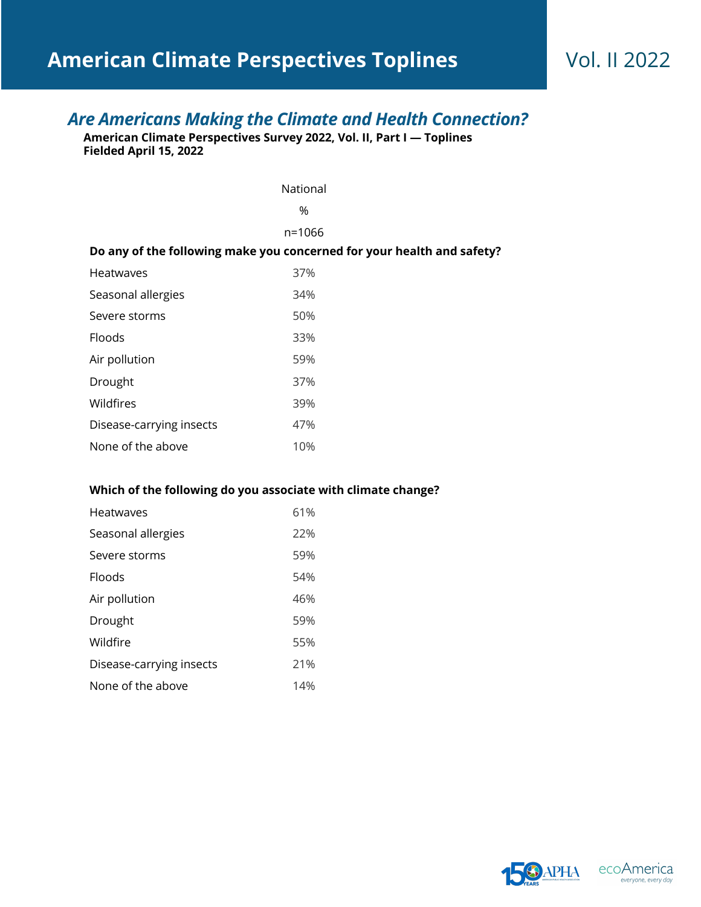# American Climate Perspectives Toplines

Vol. II 2022

## *Are Americans Making the Climate and Health Connection?*

**American Climate Perspectives Survey 2022, Vol. II, Part I — Toplines**
**Fielded April 15, 2022**

| | National % n=1066 |
|---|---|
| **Do any of the following make you concerned for your health and safety?** | |
| Heatwaves | 37% |
| Seasonal allergies | 34% |
| Severe storms | 50% |
| Floods | 33% |
| Air pollution | 59% |
| Drought | 37% |
| Wildfires | 39% |
| Disease-carrying insects | 47% |
| None of the above | 10% |
| **Which of the following do you associate with climate change?** | |
| Heatwaves | 61% |
| Seasonal allergies | 22% |
| Severe storms | 59% |
| Floods | 54% |
| Air pollution | 46% |
| Drought | 59% |
| Wildfire | 55% |
| Disease-carrying insects | 21% |
| None of the above | 14% |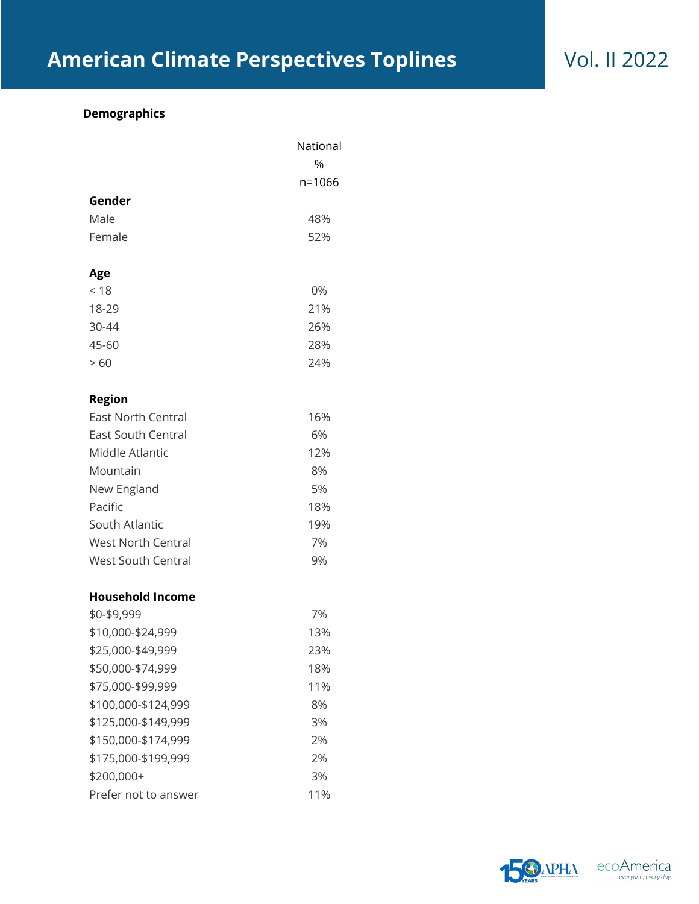# American Climate Perspectives Toplines

Vol. II 2022

**Demographics**

| | National |
|---|---|
| | % |
| | n=1066 |
| **Gender** | |
| Male | 48% |
| Female | 52% |
| | |
| **Age** | |
| < 18 | 0% |
| 18-29 | 21% |
| 30-44 | 26% |
| 45-60 | 28% |
| > 60 | 24% |
| | |
| **Region** | |
| East North Central | 16% |
| East South Central | 6% |
| Middle Atlantic | 12% |
| Mountain | 8% |
| New England | 5% |
| Pacific | 18% |
| South Atlantic | 19% |
| West North Central | 7% |
| West South Central | 9% |
| | |
| **Household Income** | |
| $0-$9,999 | 7% |
| $10,000-$24,999 | 13% |
| $25,000-$49,999 | 23% |
| $50,000-$74,999 | 18% |
| $75,000-$99,999 | 11% |
| $100,000-$124,999 | 8% |
| $125,000-$149,999 | 3% |
| $150,000-$174,999 | 2% |
| $175,000-$199,999 | 2% |
| $200,000+ | 3% |
| Prefer not to answer | 11% |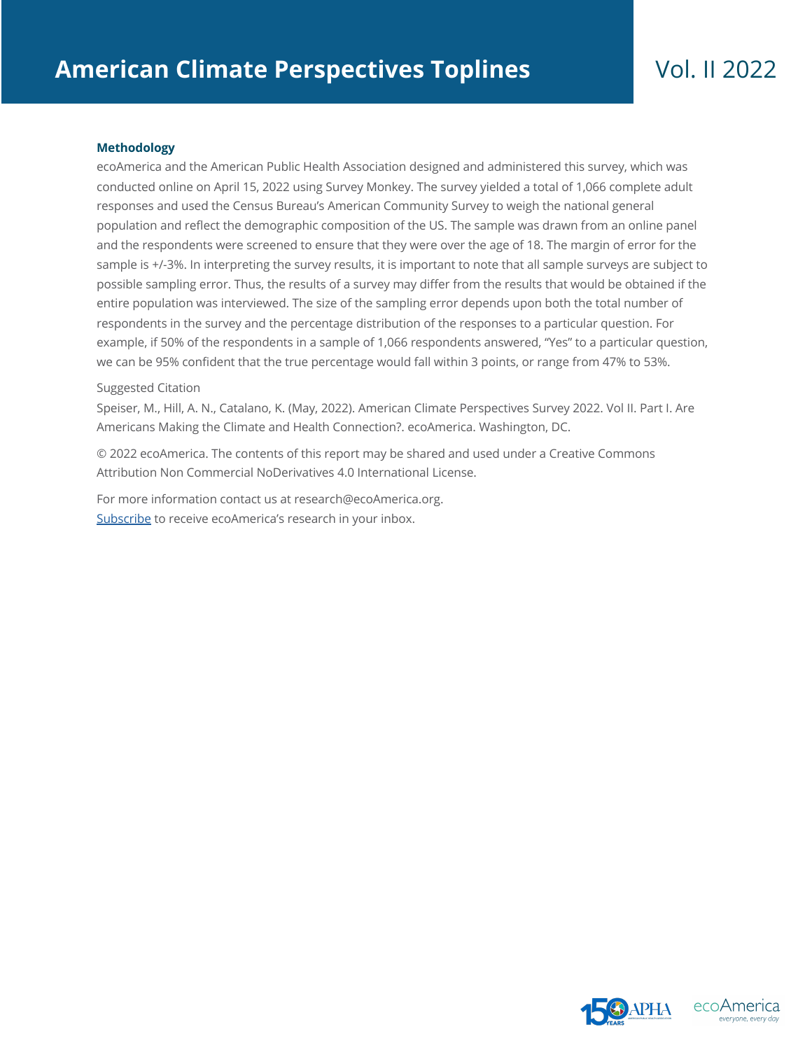**Methodology**

ecoAmerica and the American Public Health Association designed and administered this survey, which was conducted online on April 15, 2022 using Survey Monkey. The survey yielded a total of 1,066 complete adult responses and used the Census Bureau's American Community Survey to weigh the national general population and reflect the demographic composition of the US. The sample was drawn from an online panel and the respondents were screened to ensure that they were over the age of 18. The margin of error for the sample is +/-3%. In interpreting the survey results, it is important to note that all sample surveys are subject to possible sampling error. Thus, the results of a survey may differ from the results that would be obtained if the entire population was interviewed. The size of the sampling error depends upon both the total number of respondents in the survey and the percentage distribution of the responses to a particular question. For example, if 50% of the respondents in a sample of 1,066 respondents answered, "Yes" to a particular question, we can be 95% confident that the true percentage would fall within 3 points, or range from 47% to 53%.

Suggested Citation

Speiser, M., Hill, A. N., Catalano, K. (May, 2022). American Climate Perspectives Survey 2022. Vol II. Part I. Are Americans Making the Climate and Health Connection?. ecoAmerica. Washington, DC.

© 2022 ecoAmerica. The contents of this report may be shared and used under a Creative Commons Attribution Non Commercial NoDerivatives 4.0 International License.

For more information contact us at research@ecoAmerica.org.
Subscribe to receive ecoAmerica's research in your inbox.